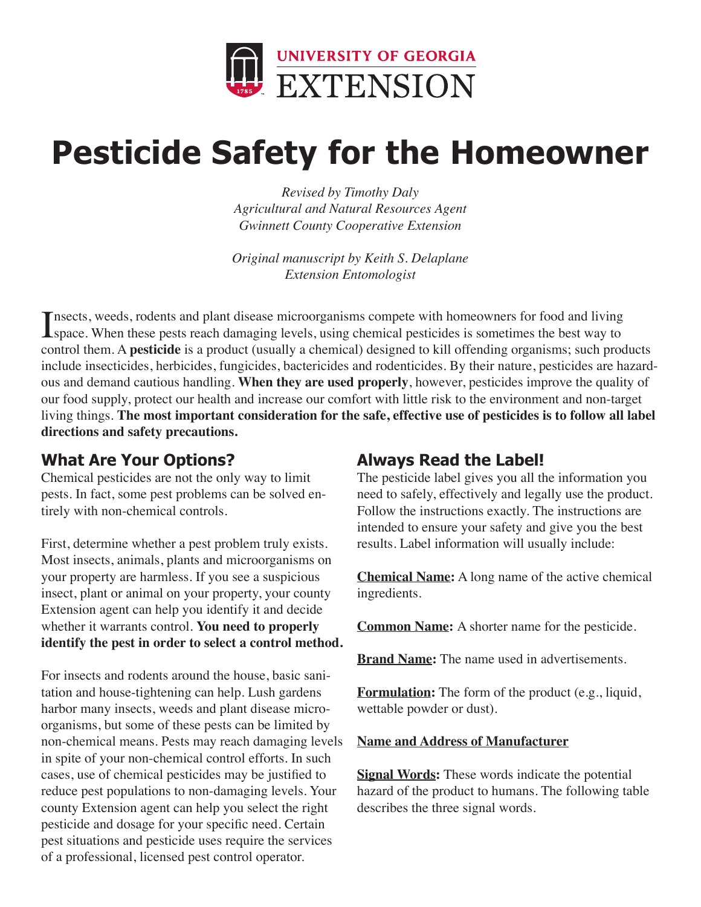UNIVERSITY OF GEORGIA EXTENSION

# Pesticide Safety for the Homeowner

*Revised by Timothy Daly*
*Agricultural and Natural Resources Agent*
*Gwinnett County Cooperative Extension*

*Original manuscript by Keith S. Delaplane*
*Extension Entomologist*

Insects, weeds, rodents and plant disease microorganisms compete with homeowners for food and living space. When these pests reach damaging levels, using chemical pesticides is sometimes the best way to control them. A **pesticide** is a product (usually a chemical) designed to kill offending organisms; such products include insecticides, herbicides, fungicides, bactericides and rodenticides. By their nature, pesticides are hazardous and demand cautious handling. **When they are used properly**, however, pesticides improve the quality of our food supply, protect our health and increase our comfort with little risk to the environment and non-target living things. **The most important consideration for the safe, effective use of pesticides is to follow all label directions and safety precautions.**

## What Are Your Options?

Chemical pesticides are not the only way to limit pests. In fact, some pest problems can be solved entirely with non-chemical controls.

First, determine whether a pest problem truly exists. Most insects, animals, plants and microorganisms on your property are harmless. If you see a suspicious insect, plant or animal on your property, your county Extension agent can help you identify it and decide whether it warrants control. **You need to properly identify the pest in order to select a control method.**

For insects and rodents around the house, basic sanitation and house-tightening can help. Lush gardens harbor many insects, weeds and plant disease microorganisms, but some of these pests can be limited by non-chemical means. Pests may reach damaging levels in spite of your non-chemical control efforts. In such cases, use of chemical pesticides may be justified to reduce pest populations to non-damaging levels. Your county Extension agent can help you select the right pesticide and dosage for your specific need. Certain pest situations and pesticide uses require the services of a professional, licensed pest control operator.

## Always Read the Label!

The pesticide label gives you all the information you need to safely, effectively and legally use the product. Follow the instructions exactly. The instructions are intended to ensure your safety and give you the best results. Label information will usually include:

**Chemical Name:** A long name of the active chemical ingredients.

**Common Name:** A shorter name for the pesticide.

**Brand Name:** The name used in advertisements.

**Formulation:** The form of the product (e.g., liquid, wettable powder or dust).

**Name and Address of Manufacturer**

**Signal Words:** These words indicate the potential hazard of the product to humans. The following table describes the three signal words.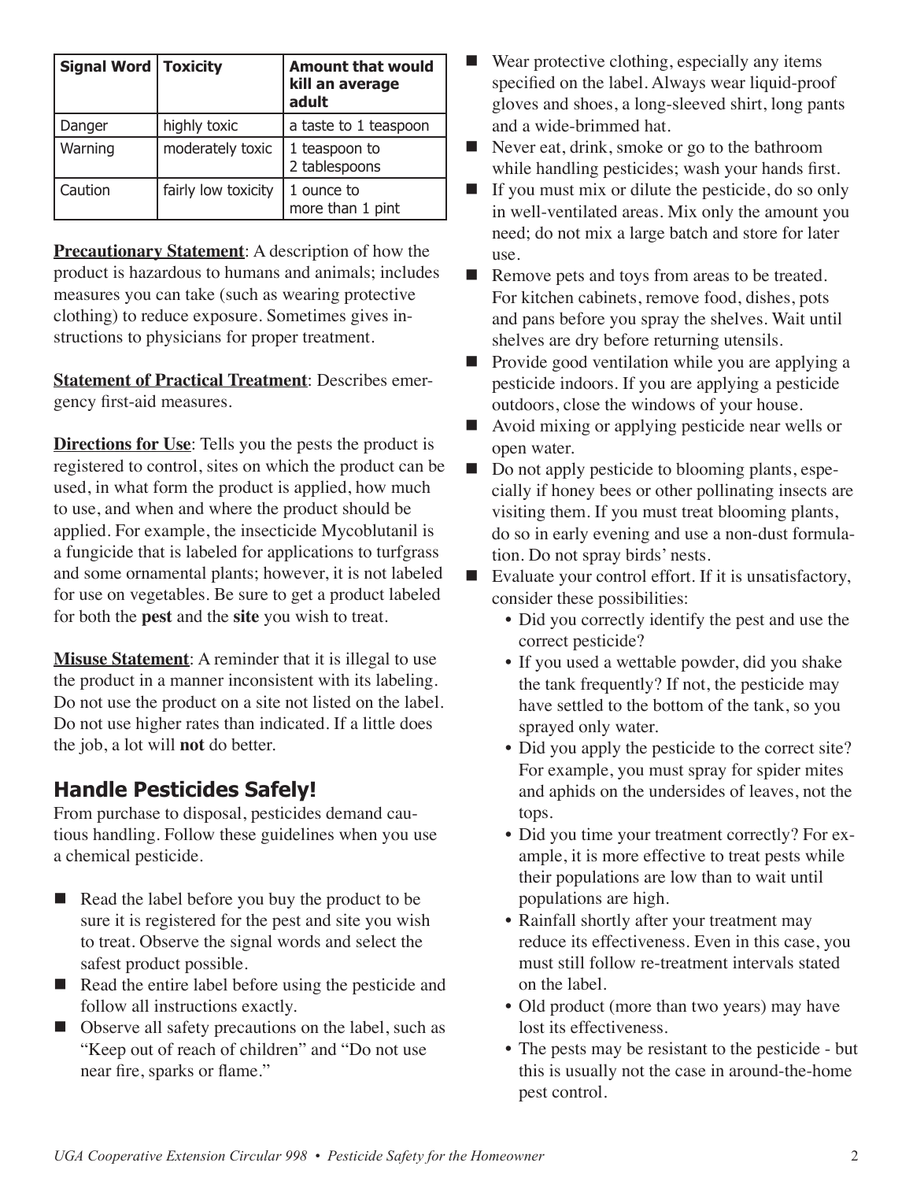| Signal Word | Toxicity | Amount that would kill an average adult |
|---|---|---|
| Danger | highly toxic | a taste to 1 teaspoon |
| Warning | moderately toxic | 1 teaspoon to 2 tablespoons |
| Caution | fairly low toxicity | 1 ounce to more than 1 pint |

**Precautionary Statement**: A description of how the product is hazardous to humans and animals; includes measures you can take (such as wearing protective clothing) to reduce exposure. Sometimes gives instructions to physicians for proper treatment.

**Statement of Practical Treatment**: Describes emergency first-aid measures.

**Directions for Use**: Tells you the pests the product is registered to control, sites on which the product can be used, in what form the product is applied, how much to use, and when and where the product should be applied. For example, the insecticide Mycoblutanil is a fungicide that is labeled for applications to turfgrass and some ornamental plants; however, it is not labeled for use on vegetables. Be sure to get a product labeled for both the **pest** and the **site** you wish to treat.

**Misuse Statement**: A reminder that it is illegal to use the product in a manner inconsistent with its labeling. Do not use the product on a site not listed on the label. Do not use higher rates than indicated. If a little does the job, a lot will **not** do better.

## Handle Pesticides Safely!

From purchase to disposal, pesticides demand cautious handling. Follow these guidelines when you use a chemical pesticide.

- Read the label before you buy the product to be sure it is registered for the pest and site you wish to treat. Observe the signal words and select the safest product possible.
- Read the entire label before using the pesticide and follow all instructions exactly.
- Observe all safety precautions on the label, such as "Keep out of reach of children" and "Do not use near fire, sparks or flame."
- Wear protective clothing, especially any items specified on the label. Always wear liquid-proof gloves and shoes, a long-sleeved shirt, long pants and a wide-brimmed hat.
- Never eat, drink, smoke or go to the bathroom while handling pesticides; wash your hands first.
- If you must mix or dilute the pesticide, do so only in well-ventilated areas. Mix only the amount you need; do not mix a large batch and store for later use.
- Remove pets and toys from areas to be treated. For kitchen cabinets, remove food, dishes, pots and pans before you spray the shelves. Wait until shelves are dry before returning utensils.
- Provide good ventilation while you are applying a pesticide indoors. If you are applying a pesticide outdoors, close the windows of your house.
- Avoid mixing or applying pesticide near wells or open water.
- Do not apply pesticide to blooming plants, especially if honey bees or other pollinating insects are visiting them. If you must treat blooming plants, do so in early evening and use a non-dust formulation. Do not spray birds' nests.
- Evaluate your control effort. If it is unsatisfactory, consider these possibilities:
  - Did you correctly identify the pest and use the correct pesticide?
  - If you used a wettable powder, did you shake the tank frequently? If not, the pesticide may have settled to the bottom of the tank, so you sprayed only water.
  - Did you apply the pesticide to the correct site? For example, you must spray for spider mites and aphids on the undersides of leaves, not the tops.
  - Did you time your treatment correctly? For example, it is more effective to treat pests while their populations are low than to wait until populations are high.
  - Rainfall shortly after your treatment may reduce its effectiveness. Even in this case, you must still follow re-treatment intervals stated on the label.
  - Old product (more than two years) may have lost its effectiveness.
  - The pests may be resistant to the pesticide - but this is usually not the case in around-the-home pest control.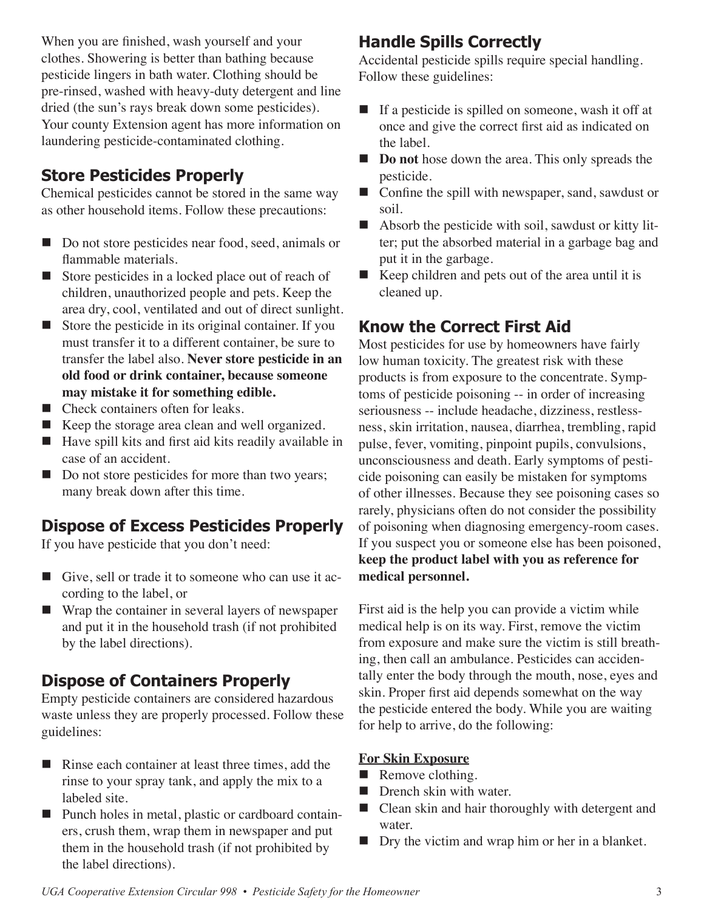When you are finished, wash yourself and your clothes. Showering is better than bathing because pesticide lingers in bath water. Clothing should be pre-rinsed, washed with heavy-duty detergent and line dried (the sun's rays break down some pesticides). Your county Extension agent has more information on laundering pesticide-contaminated clothing.

## Store Pesticides Properly

Chemical pesticides cannot be stored in the same way as other household items. Follow these precautions:

- Do not store pesticides near food, seed, animals or flammable materials.
- Store pesticides in a locked place out of reach of children, unauthorized people and pets. Keep the area dry, cool, ventilated and out of direct sunlight.
- Store the pesticide in its original container. If you must transfer it to a different container, be sure to transfer the label also. **Never store pesticide in an old food or drink container, because someone may mistake it for something edible.**
- Check containers often for leaks.
- Keep the storage area clean and well organized.
- Have spill kits and first aid kits readily available in case of an accident.
- Do not store pesticides for more than two years; many break down after this time.

## Dispose of Excess Pesticides Properly

If you have pesticide that you don't need:

- Give, sell or trade it to someone who can use it according to the label, or
- Wrap the container in several layers of newspaper and put it in the household trash (if not prohibited by the label directions).

## Dispose of Containers Properly

Empty pesticide containers are considered hazardous waste unless they are properly processed. Follow these guidelines:

- Rinse each container at least three times, add the rinse to your spray tank, and apply the mix to a labeled site.
- Punch holes in metal, plastic or cardboard containers, crush them, wrap them in newspaper and put them in the household trash (if not prohibited by the label directions).

## Handle Spills Correctly

Accidental pesticide spills require special handling. Follow these guidelines:

- If a pesticide is spilled on someone, wash it off at once and give the correct first aid as indicated on the label.
- **Do not** hose down the area. This only spreads the pesticide.
- Confine the spill with newspaper, sand, sawdust or soil.
- Absorb the pesticide with soil, sawdust or kitty litter; put the absorbed material in a garbage bag and put it in the garbage.
- Keep children and pets out of the area until it is cleaned up.

## Know the Correct First Aid

Most pesticides for use by homeowners have fairly low human toxicity. The greatest risk with these products is from exposure to the concentrate. Symptoms of pesticide poisoning -- in order of increasing seriousness -- include headache, dizziness, restlessness, skin irritation, nausea, diarrhea, trembling, rapid pulse, fever, vomiting, pinpoint pupils, convulsions, unconsciousness and death. Early symptoms of pesticide poisoning can easily be mistaken for symptoms of other illnesses. Because they see poisoning cases so rarely, physicians often do not consider the possibility of poisoning when diagnosing emergency-room cases. If you suspect you or someone else has been poisoned, **keep the product label with you as reference for medical personnel.**

First aid is the help you can provide a victim while medical help is on its way. First, remove the victim from exposure and make sure the victim is still breathing, then call an ambulance. Pesticides can accidentally enter the body through the mouth, nose, eyes and skin. Proper first aid depends somewhat on the way the pesticide entered the body. While you are waiting for help to arrive, do the following:

**For Skin Exposure**

- Remove clothing.
- Drench skin with water.
- Clean skin and hair thoroughly with detergent and water.
- Dry the victim and wrap him or her in a blanket.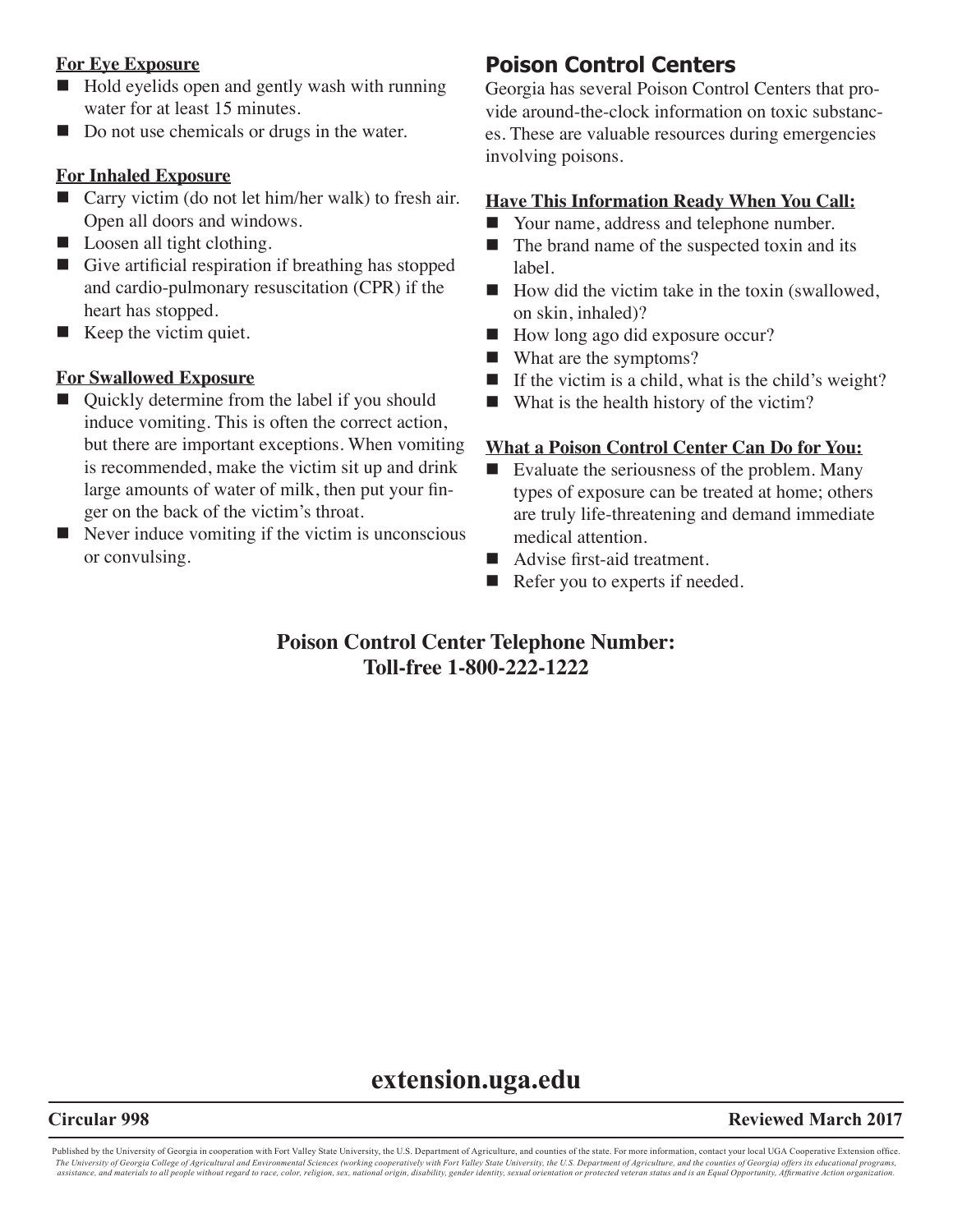**For Eye Exposure**

- Hold eyelids open and gently wash with running water for at least 15 minutes.
- Do not use chemicals or drugs in the water.

**For Inhaled Exposure**

- Carry victim (do not let him/her walk) to fresh air. Open all doors and windows.
- Loosen all tight clothing.
- Give artificial respiration if breathing has stopped and cardio-pulmonary resuscitation (CPR) if the heart has stopped.
- Keep the victim quiet.

**For Swallowed Exposure**

- Quickly determine from the label if you should induce vomiting. This is often the correct action, but there are important exceptions. When vomiting is recommended, make the victim sit up and drink large amounts of water of milk, then put your finger on the back of the victim's throat.
- Never induce vomiting if the victim is unconscious or convulsing.

## Poison Control Centers

Georgia has several Poison Control Centers that provide around-the-clock information on toxic substances. These are valuable resources during emergencies involving poisons.

**Have This Information Ready When You Call:**

- Your name, address and telephone number.
- The brand name of the suspected toxin and its label.
- How did the victim take in the toxin (swallowed, on skin, inhaled)?
- How long ago did exposure occur?
- What are the symptoms?
- If the victim is a child, what is the child's weight?
- What is the health history of the victim?

**What a Poison Control Center Can Do for You:**

- Evaluate the seriousness of the problem. Many types of exposure can be treated at home; others are truly life-threatening and demand immediate medical attention.
- Advise first-aid treatment.
- Refer you to experts if needed.

**Poison Control Center Telephone Number:**
**Toll-free 1-800-222-1222**

**extension.uga.edu**

**Circular 998** **Reviewed March 2017**

Published by the University of Georgia in cooperation with Fort Valley State University, the U.S. Department of Agriculture, and counties of the state. For more information, contact your local UGA Cooperative Extension office.
*The University of Georgia College of Agricultural and Environmental Sciences (working cooperatively with Fort Valley State University, the U.S. Department of Agriculture, and the counties of Georgia) offers its educational programs, assistance, and materials to all people without regard to race, color, religion, sex, national origin, disability, gender identity, sexual orientation or protected veteran status and is an Equal Opportunity, Affirmative Action organization.*